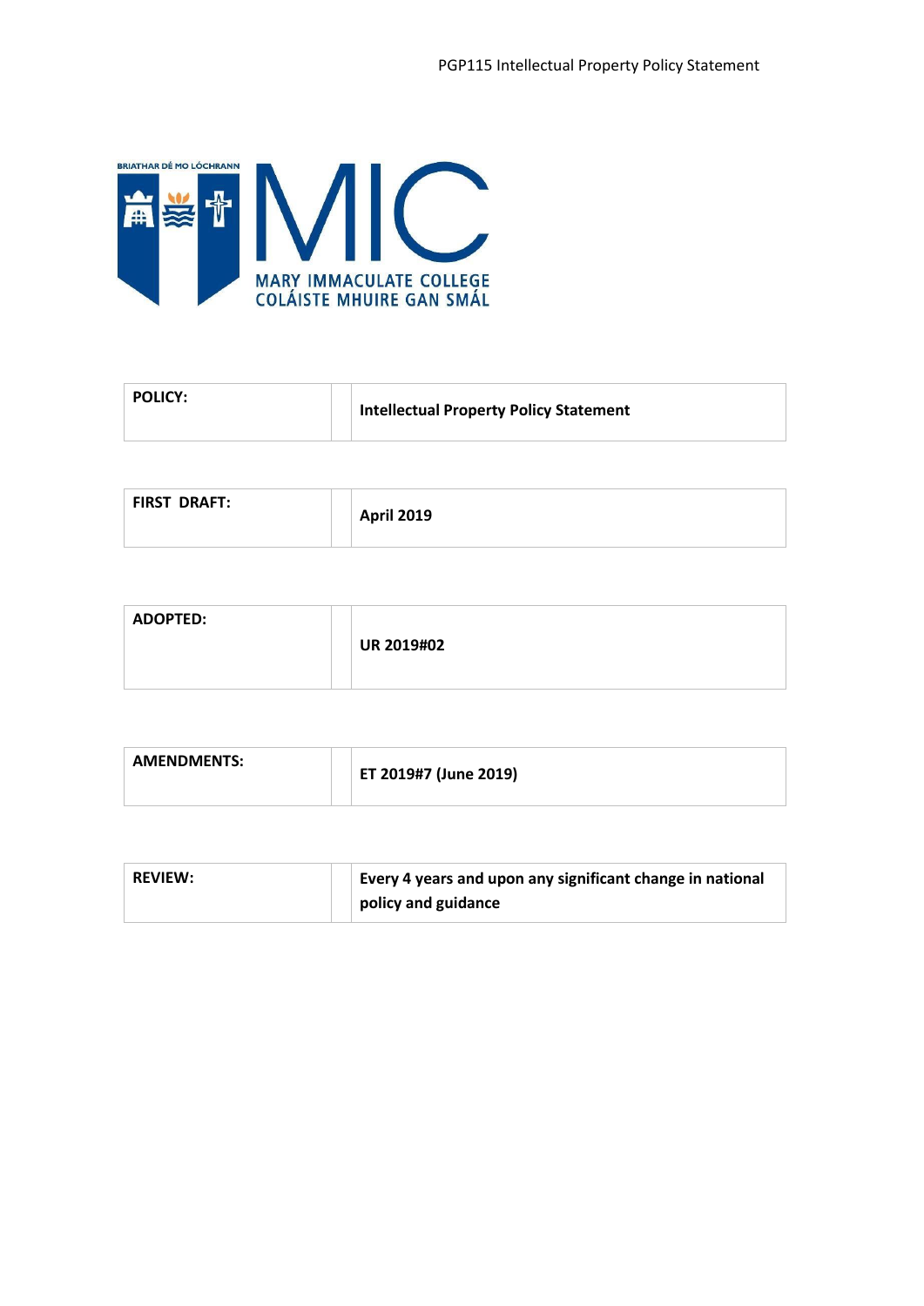BRIATHAR DÉ MO LÓCHRANN

MARY IMMACULATE COLLEGE
COLÁISTE MHUIRE GAN SMÁL

| | |
|---|---|
| **POLICY:** | **Intellectual Property Policy Statement** |

| | |
|---|---|
| **FIRST DRAFT:** | **April 2019** |

| | |
|---|---|
| **ADOPTED:** | **UR 2019#02** |

| | |
|---|---|
| **AMENDMENTS:** | **ET 2019#7 (June 2019)** |

| | |
|---|---|
| **REVIEW:** | **Every 4 years and upon any significant change in national policy and guidance** |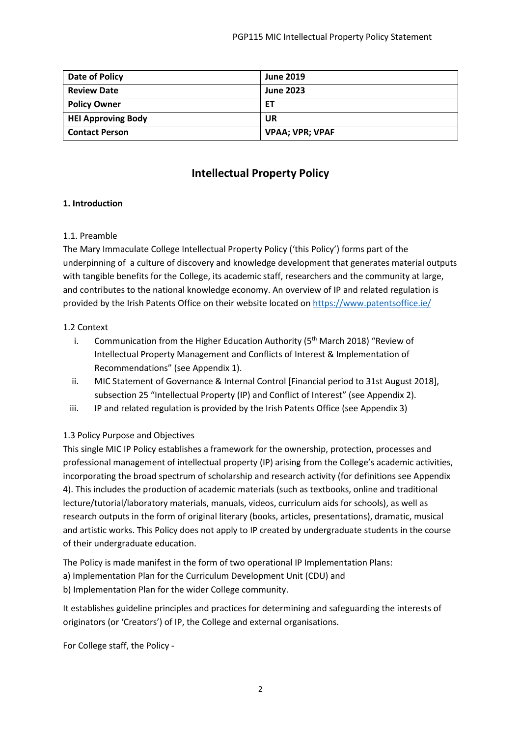| Date of Policy | June 2019 |
|---|---|
| Review Date | June 2023 |
| Policy Owner | ET |
| HEI Approving Body | UR |
| Contact Person | VPAA; VPR; VPAF |

# Intellectual Property Policy

## 1. Introduction

1.1. Preamble

The Mary Immaculate College Intellectual Property Policy ('this Policy') forms part of the underpinning of a culture of discovery and knowledge development that generates material outputs with tangible benefits for the College, its academic staff, researchers and the community at large, and contributes to the national knowledge economy. An overview of IP and related regulation is provided by the Irish Patents Office on their website located on https://www.patentsoffice.ie/

1.2 Context

i. Communication from the Higher Education Authority (5th March 2018) "Review of Intellectual Property Management and Conflicts of Interest & Implementation of Recommendations" (see Appendix 1).
ii. MIC Statement of Governance & Internal Control [Financial period to 31st August 2018], subsection 25 "Intellectual Property (IP) and Conflict of Interest" (see Appendix 2).
iii. IP and related regulation is provided by the Irish Patents Office (see Appendix 3)

1.3 Policy Purpose and Objectives

This single MIC IP Policy establishes a framework for the ownership, protection, processes and professional management of intellectual property (IP) arising from the College's academic activities, incorporating the broad spectrum of scholarship and research activity (for definitions see Appendix 4). This includes the production of academic materials (such as textbooks, online and traditional lecture/tutorial/laboratory materials, manuals, videos, curriculum aids for schools), as well as research outputs in the form of original literary (books, articles, presentations), dramatic, musical and artistic works. This Policy does not apply to IP created by undergraduate students in the course of their undergraduate education.

The Policy is made manifest in the form of two operational IP Implementation Plans:

a) Implementation Plan for the Curriculum Development Unit (CDU) and
b) Implementation Plan for the wider College community.

It establishes guideline principles and practices for determining and safeguarding the interests of originators (or 'Creators') of IP, the College and external organisations.

For College staff, the Policy -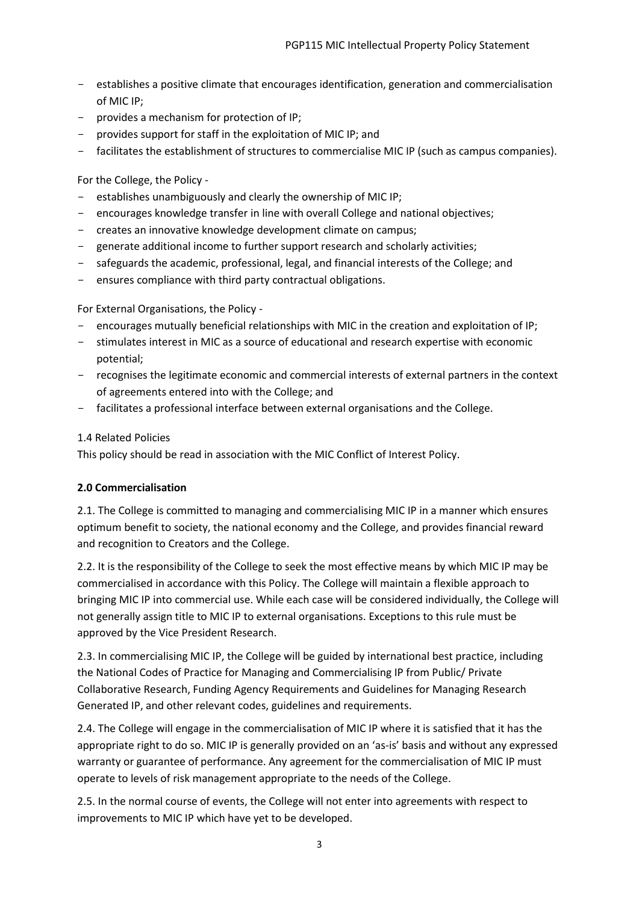- establishes a positive climate that encourages identification, generation and commercialisation of MIC IP;
- provides a mechanism for protection of IP;
- provides support for staff in the exploitation of MIC IP; and
- facilitates the establishment of structures to commercialise MIC IP (such as campus companies).

For the College, the Policy -

- establishes unambiguously and clearly the ownership of MIC IP;
- encourages knowledge transfer in line with overall College and national objectives;
- creates an innovative knowledge development climate on campus;
- generate additional income to further support research and scholarly activities;
- safeguards the academic, professional, legal, and financial interests of the College; and
- ensures compliance with third party contractual obligations.

For External Organisations, the Policy -

- encourages mutually beneficial relationships with MIC in the creation and exploitation of IP;
- stimulates interest in MIC as a source of educational and research expertise with economic potential;
- recognises the legitimate economic and commercial interests of external partners in the context of agreements entered into with the College; and
- facilitates a professional interface between external organisations and the College.

1.4 Related Policies

This policy should be read in association with the MIC Conflict of Interest Policy.

**2.0 Commercialisation**

2.1. The College is committed to managing and commercialising MIC IP in a manner which ensures optimum benefit to society, the national economy and the College, and provides financial reward and recognition to Creators and the College.

2.2. It is the responsibility of the College to seek the most effective means by which MIC IP may be commercialised in accordance with this Policy. The College will maintain a flexible approach to bringing MIC IP into commercial use. While each case will be considered individually, the College will not generally assign title to MIC IP to external organisations. Exceptions to this rule must be approved by the Vice President Research.

2.3. In commercialising MIC IP, the College will be guided by international best practice, including the National Codes of Practice for Managing and Commercialising IP from Public/ Private Collaborative Research, Funding Agency Requirements and Guidelines for Managing Research Generated IP, and other relevant codes, guidelines and requirements.

2.4. The College will engage in the commercialisation of MIC IP where it is satisfied that it has the appropriate right to do so. MIC IP is generally provided on an 'as-is' basis and without any expressed warranty or guarantee of performance. Any agreement for the commercialisation of MIC IP must operate to levels of risk management appropriate to the needs of the College.

2.5. In the normal course of events, the College will not enter into agreements with respect to improvements to MIC IP which have yet to be developed.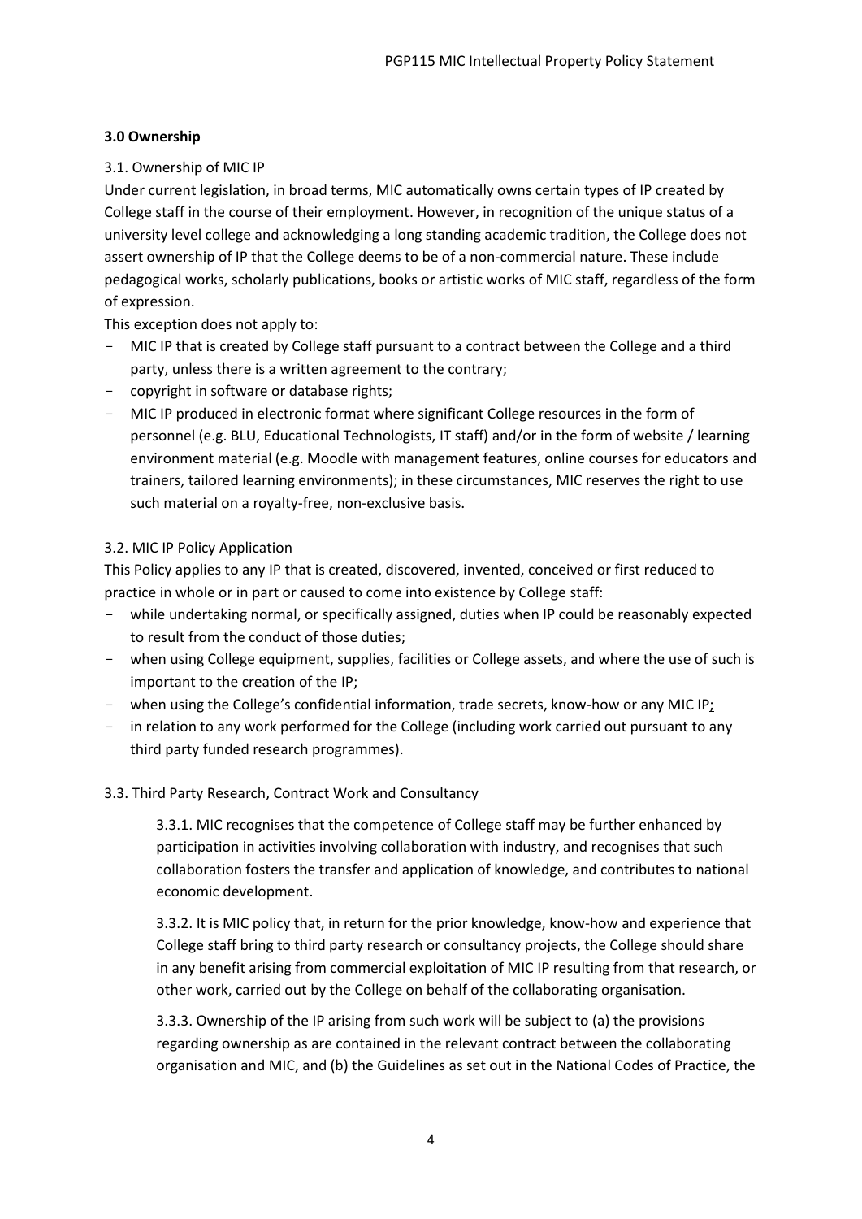## 3.0 Ownership

3.1. Ownership of MIC IP

Under current legislation, in broad terms, MIC automatically owns certain types of IP created by College staff in the course of their employment. However, in recognition of the unique status of a university level college and acknowledging a long standing academic tradition, the College does not assert ownership of IP that the College deems to be of a non-commercial nature. These include pedagogical works, scholarly publications, books or artistic works of MIC staff, regardless of the form of expression.

This exception does not apply to:

- MIC IP that is created by College staff pursuant to a contract between the College and a third party, unless there is a written agreement to the contrary;
- copyright in software or database rights;
- MIC IP produced in electronic format where significant College resources in the form of personnel (e.g. BLU, Educational Technologists, IT staff) and/or in the form of website / learning environment material (e.g. Moodle with management features, online courses for educators and trainers, tailored learning environments); in these circumstances, MIC reserves the right to use such material on a royalty-free, non-exclusive basis.

3.2. MIC IP Policy Application

This Policy applies to any IP that is created, discovered, invented, conceived or first reduced to practice in whole or in part or caused to come into existence by College staff:

- while undertaking normal, or specifically assigned, duties when IP could be reasonably expected to result from the conduct of those duties;
- when using College equipment, supplies, facilities or College assets, and where the use of such is important to the creation of the IP;
- when using the College's confidential information, trade secrets, know-how or any MIC IP;
- in relation to any work performed for the College (including work carried out pursuant to any third party funded research programmes).

3.3. Third Party Research, Contract Work and Consultancy

3.3.1. MIC recognises that the competence of College staff may be further enhanced by participation in activities involving collaboration with industry, and recognises that such collaboration fosters the transfer and application of knowledge, and contributes to national economic development.

3.3.2. It is MIC policy that, in return for the prior knowledge, know-how and experience that College staff bring to third party research or consultancy projects, the College should share in any benefit arising from commercial exploitation of MIC IP resulting from that research, or other work, carried out by the College on behalf of the collaborating organisation.

3.3.3. Ownership of the IP arising from such work will be subject to (a) the provisions regarding ownership as are contained in the relevant contract between the collaborating organisation and MIC, and (b) the Guidelines as set out in the National Codes of Practice, the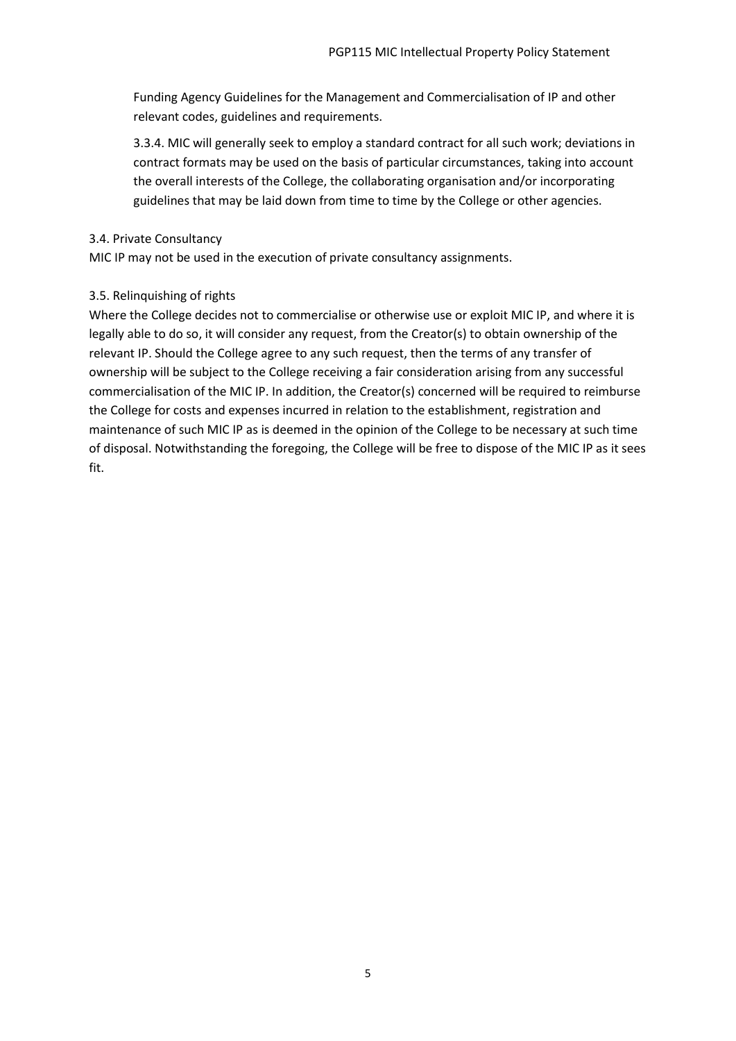Funding Agency Guidelines for the Management and Commercialisation of IP and other relevant codes, guidelines and requirements.

3.3.4. MIC will generally seek to employ a standard contract for all such work; deviations in contract formats may be used on the basis of particular circumstances, taking into account the overall interests of the College, the collaborating organisation and/or incorporating guidelines that may be laid down from time to time by the College or other agencies.

### 3.4. Private Consultancy

MIC IP may not be used in the execution of private consultancy assignments.

### 3.5. Relinquishing of rights

Where the College decides not to commercialise or otherwise use or exploit MIC IP, and where it is legally able to do so, it will consider any request, from the Creator(s) to obtain ownership of the relevant IP. Should the College agree to any such request, then the terms of any transfer of ownership will be subject to the College receiving a fair consideration arising from any successful commercialisation of the MIC IP. In addition, the Creator(s) concerned will be required to reimburse the College for costs and expenses incurred in relation to the establishment, registration and maintenance of such MIC IP as is deemed in the opinion of the College to be necessary at such time of disposal. Notwithstanding the foregoing, the College will be free to dispose of the MIC IP as it sees fit.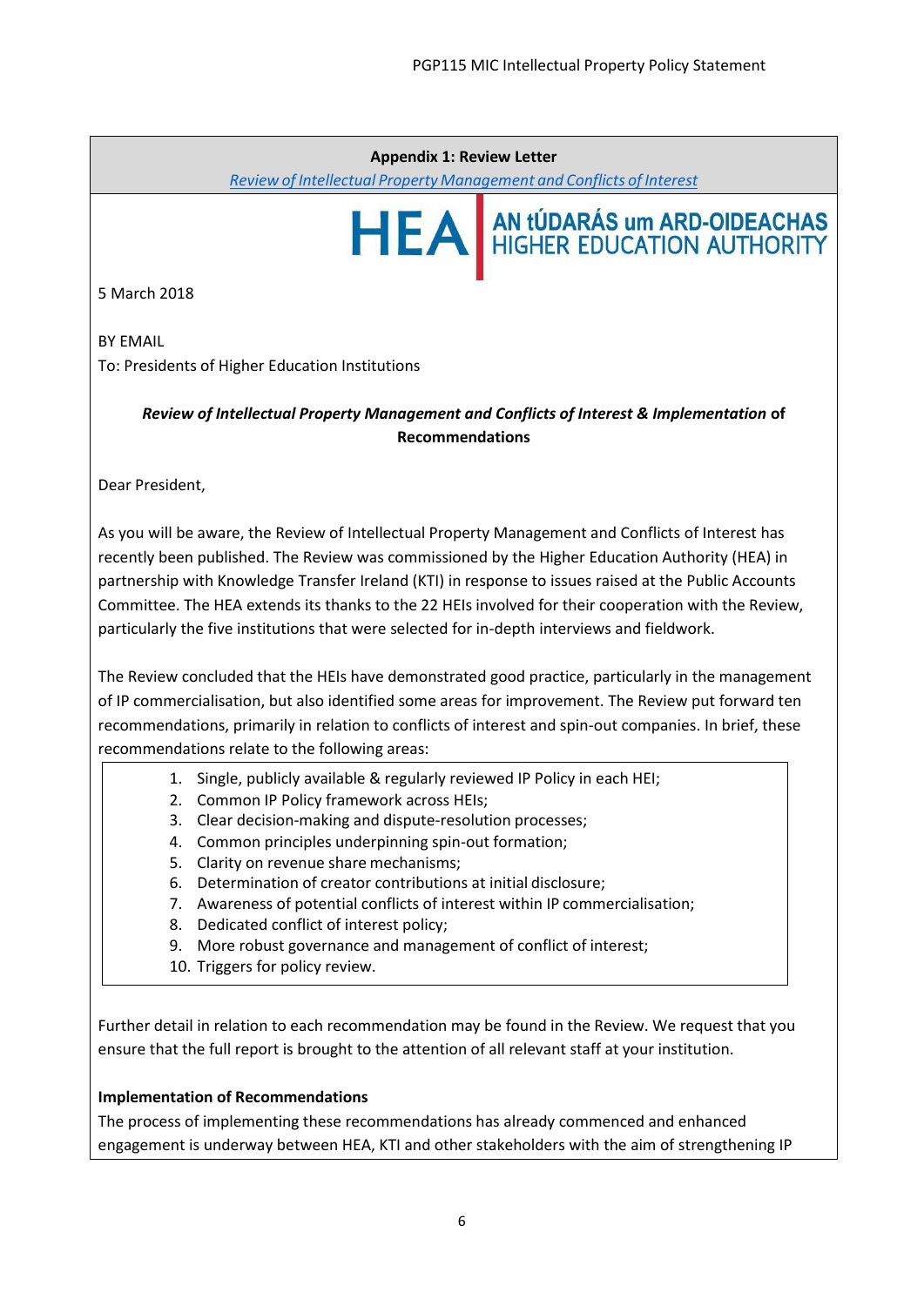**Appendix 1: Review Letter**

[Review of Intellectual Property Management and Conflicts of Interest]

HEA | AN tÚDARÁS um ARD-OIDEACHAS HIGHER EDUCATION AUTHORITY

5 March 2018

BY EMAIL

To: Presidents of Higher Education Institutions

***Review of Intellectual Property Management and Conflicts of Interest & Implementation* of Recommendations**

Dear President,

As you will be aware, the Review of Intellectual Property Management and Conflicts of Interest has recently been published. The Review was commissioned by the Higher Education Authority (HEA) in partnership with Knowledge Transfer Ireland (KTI) in response to issues raised at the Public Accounts Committee. The HEA extends its thanks to the 22 HEIs involved for their cooperation with the Review, particularly the five institutions that were selected for in-depth interviews and fieldwork.

The Review concluded that the HEIs have demonstrated good practice, particularly in the management of IP commercialisation, but also identified some areas for improvement. The Review put forward ten recommendations, primarily in relation to conflicts of interest and spin-out companies. In brief, these recommendations relate to the following areas:

1. Single, publicly available & regularly reviewed IP Policy in each HEI;
2. Common IP Policy framework across HEIs;
3. Clear decision-making and dispute-resolution processes;
4. Common principles underpinning spin-out formation;
5. Clarity on revenue share mechanisms;
6. Determination of creator contributions at initial disclosure;
7. Awareness of potential conflicts of interest within IP commercialisation;
8. Dedicated conflict of interest policy;
9. More robust governance and management of conflict of interest;
10. Triggers for policy review.

Further detail in relation to each recommendation may be found in the Review. We request that you ensure that the full report is brought to the attention of all relevant staff at your institution.

**Implementation of Recommendations**

The process of implementing these recommendations has already commenced and enhanced engagement is underway between HEA, KTI and other stakeholders with the aim of strengthening IP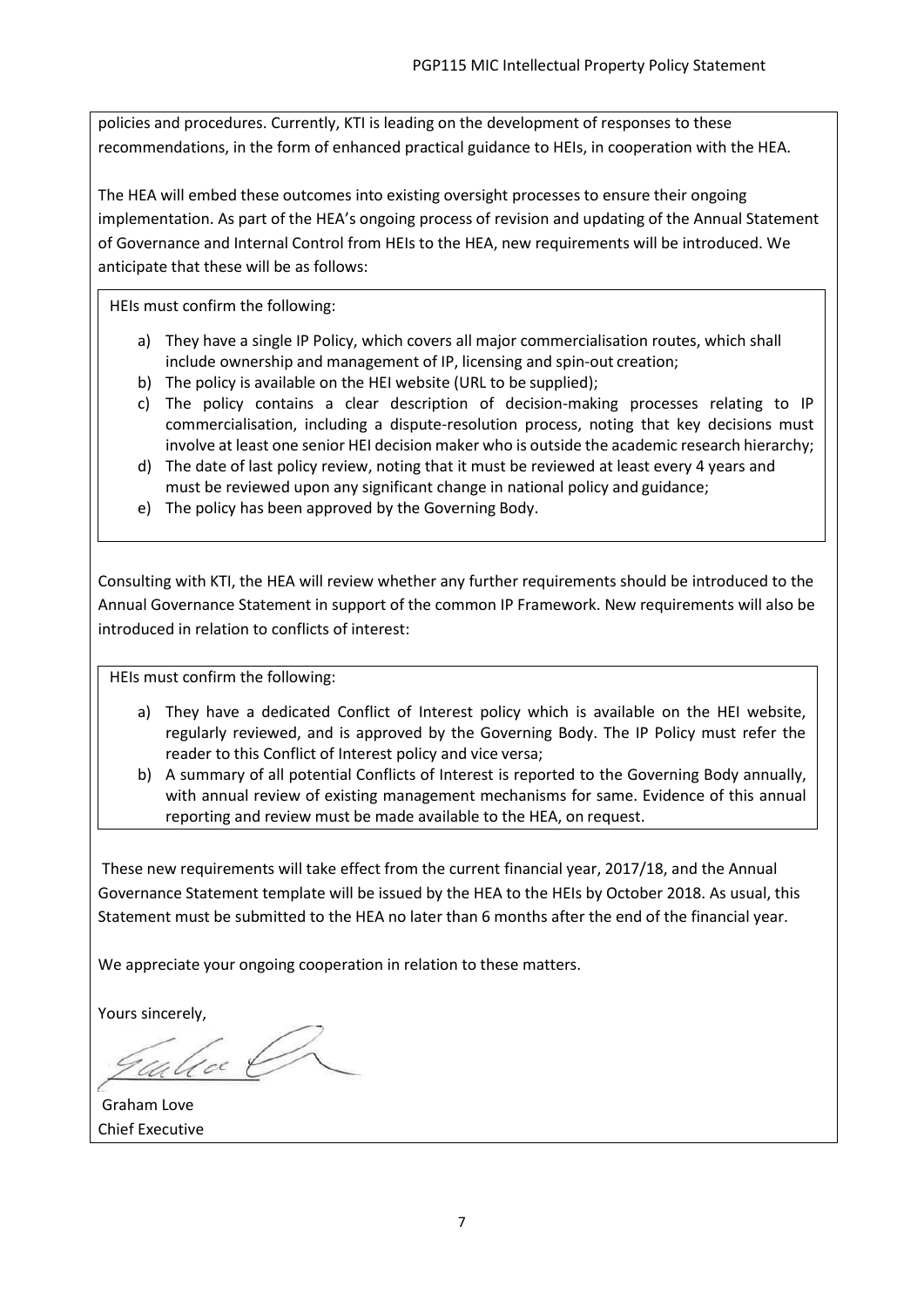policies and procedures. Currently, KTI is leading on the development of responses to these recommendations, in the form of enhanced practical guidance to HEIs, in cooperation with the HEA.

The HEA will embed these outcomes into existing oversight processes to ensure their ongoing implementation. As part of the HEA's ongoing process of revision and updating of the Annual Statement of Governance and Internal Control from HEIs to the HEA, new requirements will be introduced. We anticipate that these will be as follows:

HEIs must confirm the following:

a) They have a single IP Policy, which covers all major commercialisation routes, which shall include ownership and management of IP, licensing and spin-out creation;
b) The policy is available on the HEI website (URL to be supplied);
c) The policy contains a clear description of decision-making processes relating to IP commercialisation, including a dispute-resolution process, noting that key decisions must involve at least one senior HEI decision maker who is outside the academic research hierarchy;
d) The date of last policy review, noting that it must be reviewed at least every 4 years and must be reviewed upon any significant change in national policy and guidance;
e) The policy has been approved by the Governing Body.

Consulting with KTI, the HEA will review whether any further requirements should be introduced to the Annual Governance Statement in support of the common IP Framework. New requirements will also be introduced in relation to conflicts of interest:

HEIs must confirm the following:

a) They have a dedicated Conflict of Interest policy which is available on the HEI website, regularly reviewed, and is approved by the Governing Body. The IP Policy must refer the reader to this Conflict of Interest policy and vice versa;
b) A summary of all potential Conflicts of Interest is reported to the Governing Body annually, with annual review of existing management mechanisms for same. Evidence of this annual reporting and review must be made available to the HEA, on request.

These new requirements will take effect from the current financial year, 2017/18, and the Annual Governance Statement template will be issued by the HEA to the HEIs by October 2018. As usual, this Statement must be submitted to the HEA no later than 6 months after the end of the financial year.

We appreciate your ongoing cooperation in relation to these matters.

Yours sincerely,

Graham Love
Chief Executive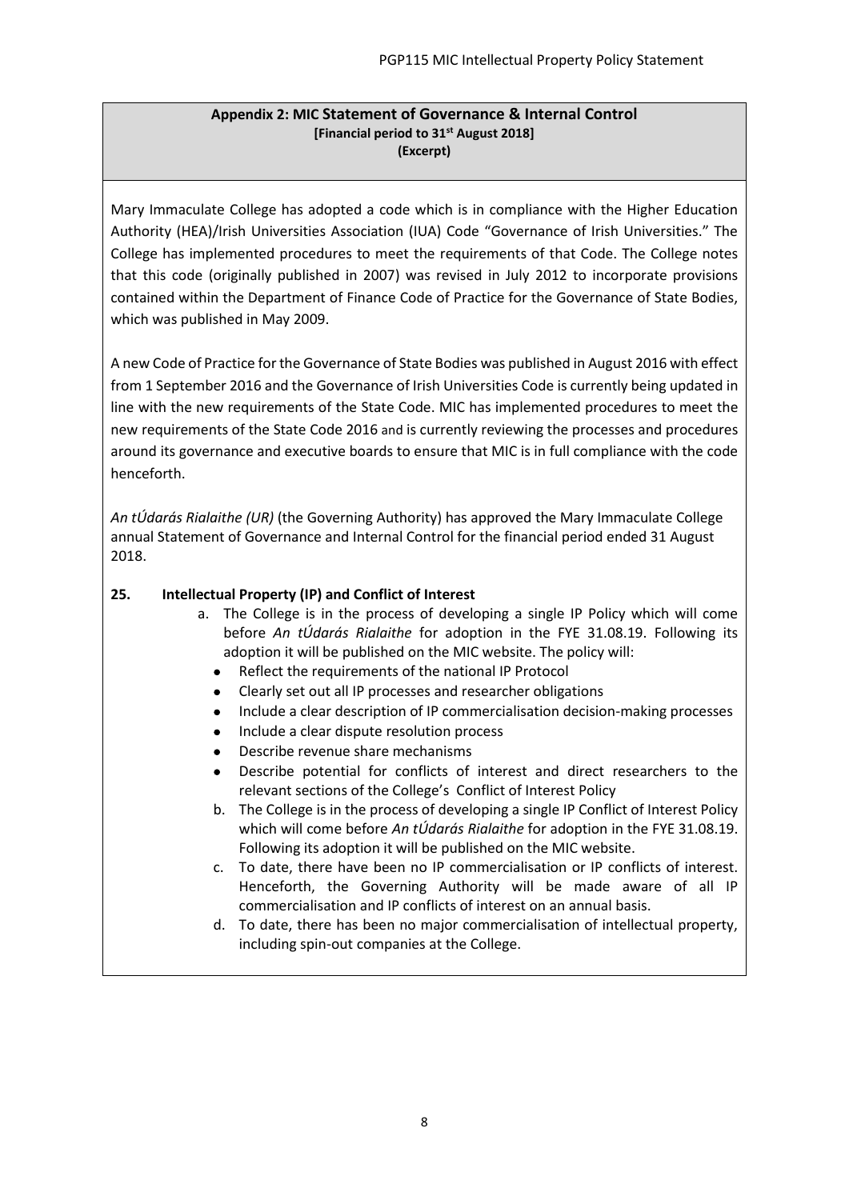**Appendix 2: MIC Statement of Governance & Internal Control**
**[Financial period to 31st August 2018]**
**(Excerpt)**

Mary Immaculate College has adopted a code which is in compliance with the Higher Education Authority (HEA)/Irish Universities Association (IUA) Code "Governance of Irish Universities." The College has implemented procedures to meet the requirements of that Code. The College notes that this code (originally published in 2007) was revised in July 2012 to incorporate provisions contained within the Department of Finance Code of Practice for the Governance of State Bodies, which was published in May 2009.

A new Code of Practice for the Governance of State Bodies was published in August 2016 with effect from 1 September 2016 and the Governance of Irish Universities Code is currently being updated in line with the new requirements of the State Code. MIC has implemented procedures to meet the new requirements of the State Code 2016 and is currently reviewing the processes and procedures around its governance and executive boards to ensure that MIC is in full compliance with the code henceforth.

*An tÚdarás Rialaithe (UR)* (the Governing Authority) has approved the Mary Immaculate College annual Statement of Governance and Internal Control for the financial period ended 31 August 2018.

**25. Intellectual Property (IP) and Conflict of Interest**

a. The College is in the process of developing a single IP Policy which will come before *An tÚdarás Rialaithe* for adoption in the FYE 31.08.19. Following its adoption it will be published on the MIC website. The policy will:
   - Reflect the requirements of the national IP Protocol
   - Clearly set out all IP processes and researcher obligations
   - Include a clear description of IP commercialisation decision-making processes
   - Include a clear dispute resolution process
   - Describe revenue share mechanisms
   - Describe potential for conflicts of interest and direct researchers to the relevant sections of the College's Conflict of Interest Policy

b. The College is in the process of developing a single IP Conflict of Interest Policy which will come before *An tÚdarás Rialaithe* for adoption in the FYE 31.08.19. Following its adoption it will be published on the MIC website.

c. To date, there have been no IP commercialisation or IP conflicts of interest. Henceforth, the Governing Authority will be made aware of all IP commercialisation and IP conflicts of interest on an annual basis.

d. To date, there has been no major commercialisation of intellectual property, including spin-out companies at the College.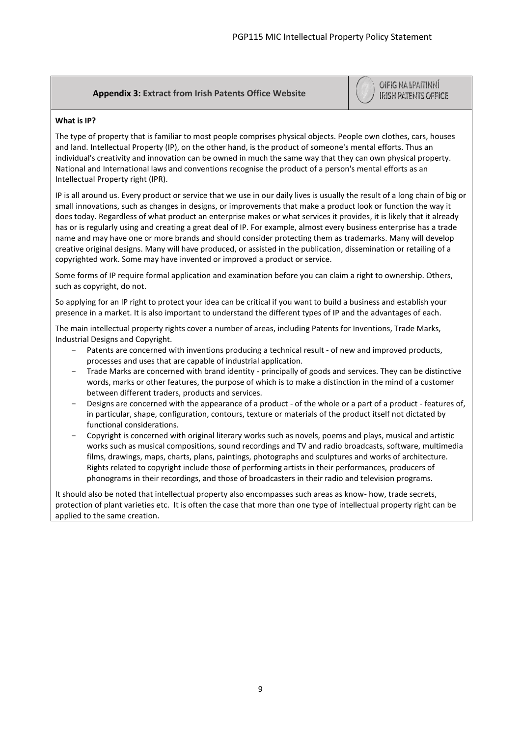## Appendix 3: Extract from Irish Patents Office Website

OIFIG NA bPAITINNÍ
IRISH PATENTS OFFICE

**What is IP?**

The type of property that is familiar to most people comprises physical objects. People own clothes, cars, houses and land. Intellectual Property (IP), on the other hand, is the product of someone's mental efforts. Thus an individual's creativity and innovation can be owned in much the same way that they can own physical property. National and International laws and conventions recognise the product of a person's mental efforts as an Intellectual Property right (IPR).

IP is all around us. Every product or service that we use in our daily lives is usually the result of a long chain of big or small innovations, such as changes in designs, or improvements that make a product look or function the way it does today. Regardless of what product an enterprise makes or what services it provides, it is likely that it already has or is regularly using and creating a great deal of IP. For example, almost every business enterprise has a trade name and may have one or more brands and should consider protecting them as trademarks. Many will develop creative original designs. Many will have produced, or assisted in the publication, dissemination or retailing of a copyrighted work. Some may have invented or improved a product or service.

Some forms of IP require formal application and examination before you can claim a right to ownership. Others, such as copyright, do not.

So applying for an IP right to protect your idea can be critical if you want to build a business and establish your presence in a market. It is also important to understand the different types of IP and the advantages of each.

The main intellectual property rights cover a number of areas, including Patents for Inventions, Trade Marks, Industrial Designs and Copyright.

- Patents are concerned with inventions producing a technical result - of new and improved products, processes and uses that are capable of industrial application.
- Trade Marks are concerned with brand identity - principally of goods and services. They can be distinctive words, marks or other features, the purpose of which is to make a distinction in the mind of a customer between different traders, products and services.
- Designs are concerned with the appearance of a product - of the whole or a part of a product - features of, in particular, shape, configuration, contours, texture or materials of the product itself not dictated by functional considerations.
- Copyright is concerned with original literary works such as novels, poems and plays, musical and artistic works such as musical compositions, sound recordings and TV and radio broadcasts, software, multimedia films, drawings, maps, charts, plans, paintings, photographs and sculptures and works of architecture. Rights related to copyright include those of performing artists in their performances, producers of phonograms in their recordings, and those of broadcasters in their radio and television programs.

It should also be noted that intellectual property also encompasses such areas as know- how, trade secrets, protection of plant varieties etc. It is often the case that more than one type of intellectual property right can be applied to the same creation.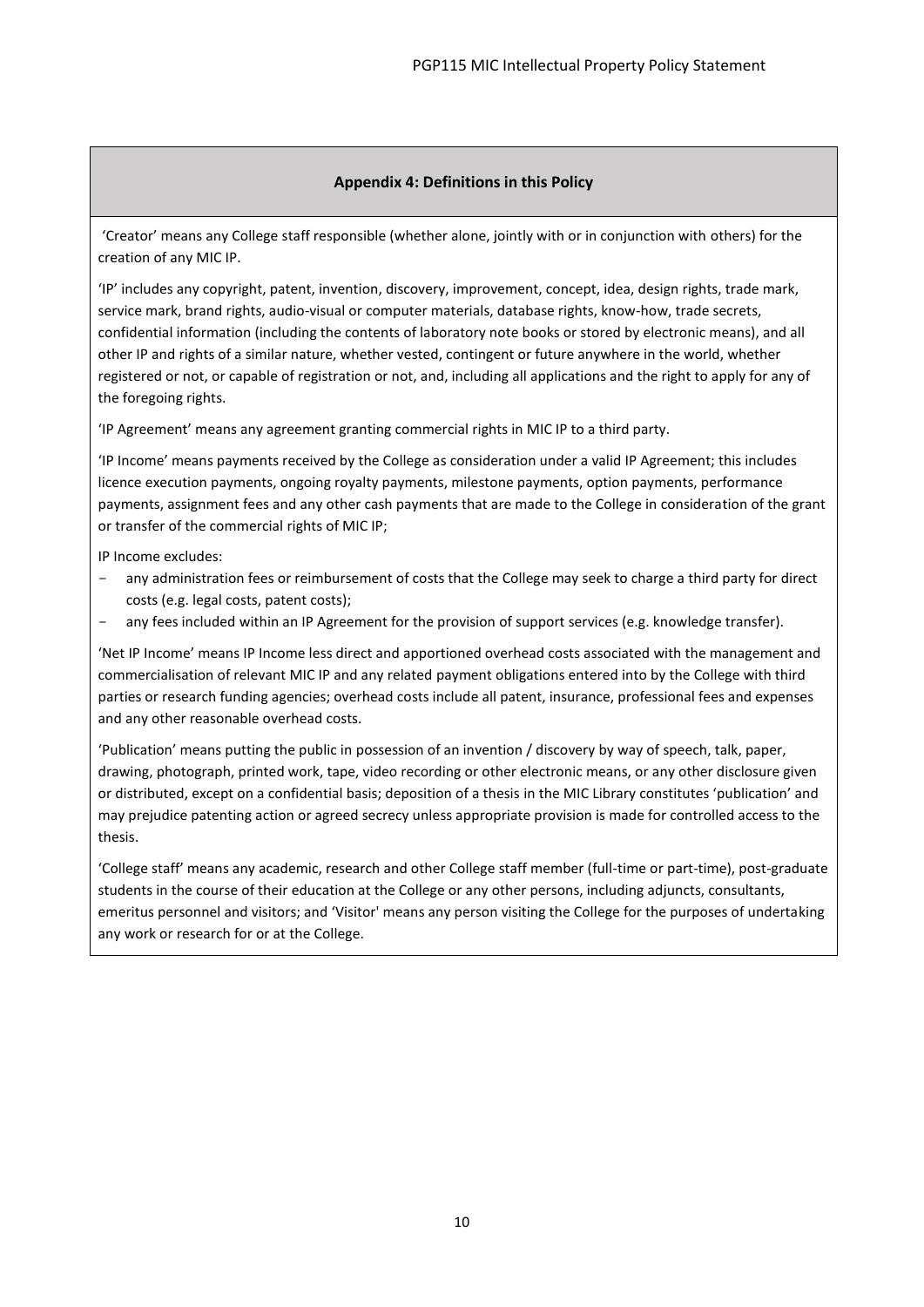## Appendix 4: Definitions in this Policy

'Creator' means any College staff responsible (whether alone, jointly with or in conjunction with others) for the creation of any MIC IP.

'IP' includes any copyright, patent, invention, discovery, improvement, concept, idea, design rights, trade mark, service mark, brand rights, audio-visual or computer materials, database rights, know-how, trade secrets, confidential information (including the contents of laboratory note books or stored by electronic means), and all other IP and rights of a similar nature, whether vested, contingent or future anywhere in the world, whether registered or not, or capable of registration or not, and, including all applications and the right to apply for any of the foregoing rights.

'IP Agreement' means any agreement granting commercial rights in MIC IP to a third party.

'IP Income' means payments received by the College as consideration under a valid IP Agreement; this includes licence execution payments, ongoing royalty payments, milestone payments, option payments, performance payments, assignment fees and any other cash payments that are made to the College in consideration of the grant or transfer of the commercial rights of MIC IP;

IP Income excludes:

- any administration fees or reimbursement of costs that the College may seek to charge a third party for direct costs (e.g. legal costs, patent costs);
- any fees included within an IP Agreement for the provision of support services (e.g. knowledge transfer).

'Net IP Income' means IP Income less direct and apportioned overhead costs associated with the management and commercialisation of relevant MIC IP and any related payment obligations entered into by the College with third parties or research funding agencies; overhead costs include all patent, insurance, professional fees and expenses and any other reasonable overhead costs.

'Publication' means putting the public in possession of an invention / discovery by way of speech, talk, paper, drawing, photograph, printed work, tape, video recording or other electronic means, or any other disclosure given or distributed, except on a confidential basis; deposition of a thesis in the MIC Library constitutes 'publication' and may prejudice patenting action or agreed secrecy unless appropriate provision is made for controlled access to the thesis.

'College staff' means any academic, research and other College staff member (full-time or part-time), post-graduate students in the course of their education at the College or any other persons, including adjuncts, consultants, emeritus personnel and visitors; and 'Visitor' means any person visiting the College for the purposes of undertaking any work or research for or at the College.